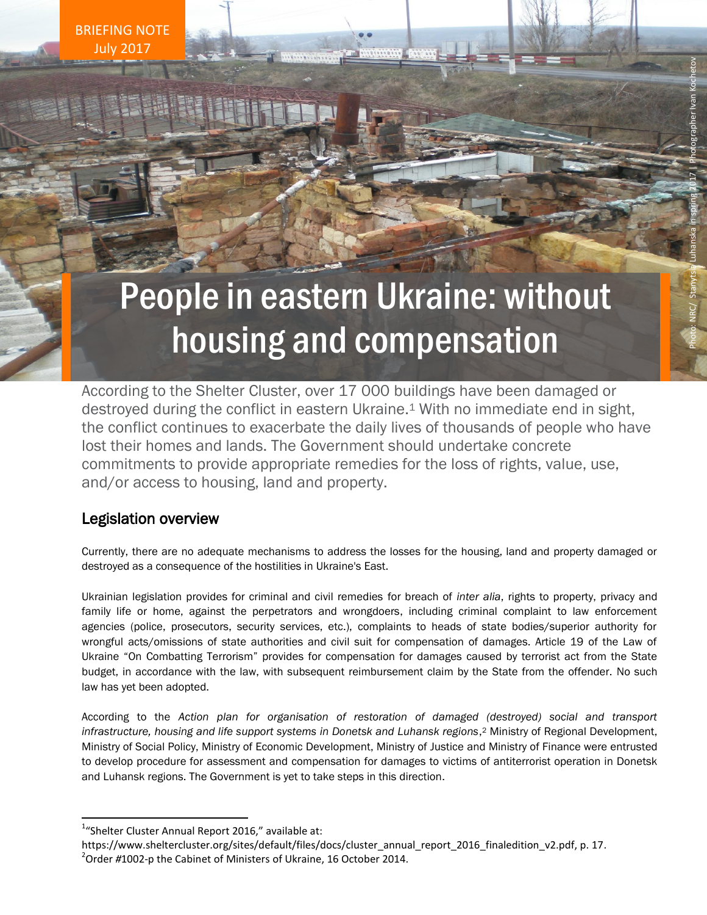BRIEFING NOTE
July 2017

Photo: NRC/ Stanytsia Luhanska in spring 2017 | Photographer Ivan Kochetov

# People in eastern Ukraine: without housing and compensation

According to the Shelter Cluster, over 17 000 buildings have been damaged or destroyed during the conflict in eastern Ukraine.[1] With no immediate end in sight, the conflict continues to exacerbate the daily lives of thousands of people who have lost their homes and lands. The Government should undertake concrete commitments to provide appropriate remedies for the loss of rights, value, use, and/or access to housing, land and property.

## Legislation overview

Currently, there are no adequate mechanisms to address the losses for the housing, land and property damaged or destroyed as a consequence of the hostilities in Ukraine's East.

Ukrainian legislation provides for criminal and civil remedies for breach of *inter alia*, rights to property, privacy and family life or home, against the perpetrators and wrongdoers, including criminal complaint to law enforcement agencies (police, prosecutors, security services, etc.), complaints to heads of state bodies/superior authority for wrongful acts/omissions of state authorities and civil suit for compensation of damages. Article 19 of the Law of Ukraine "On Combatting Terrorism" provides for compensation for damages caused by terrorist act from the State budget, in accordance with the law, with subsequent reimbursement claim by the State from the offender. No such law has yet been adopted.

According to the *Action plan for organisation of restoration of damaged (destroyed) social and transport infrastructure, housing and life support systems in Donetsk and Luhansk regions*,[2] Ministry of Regional Development, Ministry of Social Policy, Ministry of Economic Development, Ministry of Justice and Ministry of Finance were entrusted to develop procedure for assessment and compensation for damages to victims of antiterrorist operation in Donetsk and Luhansk regions. The Government is yet to take steps in this direction.

---

[1] "Shelter Cluster Annual Report 2016," available at: https://www.sheltercluster.org/sites/default/files/docs/cluster_annual_report_2016_finaledition_v2.pdf, p. 17.

[2] Order #1002-p the Cabinet of Ministers of Ukraine, 16 October 2014.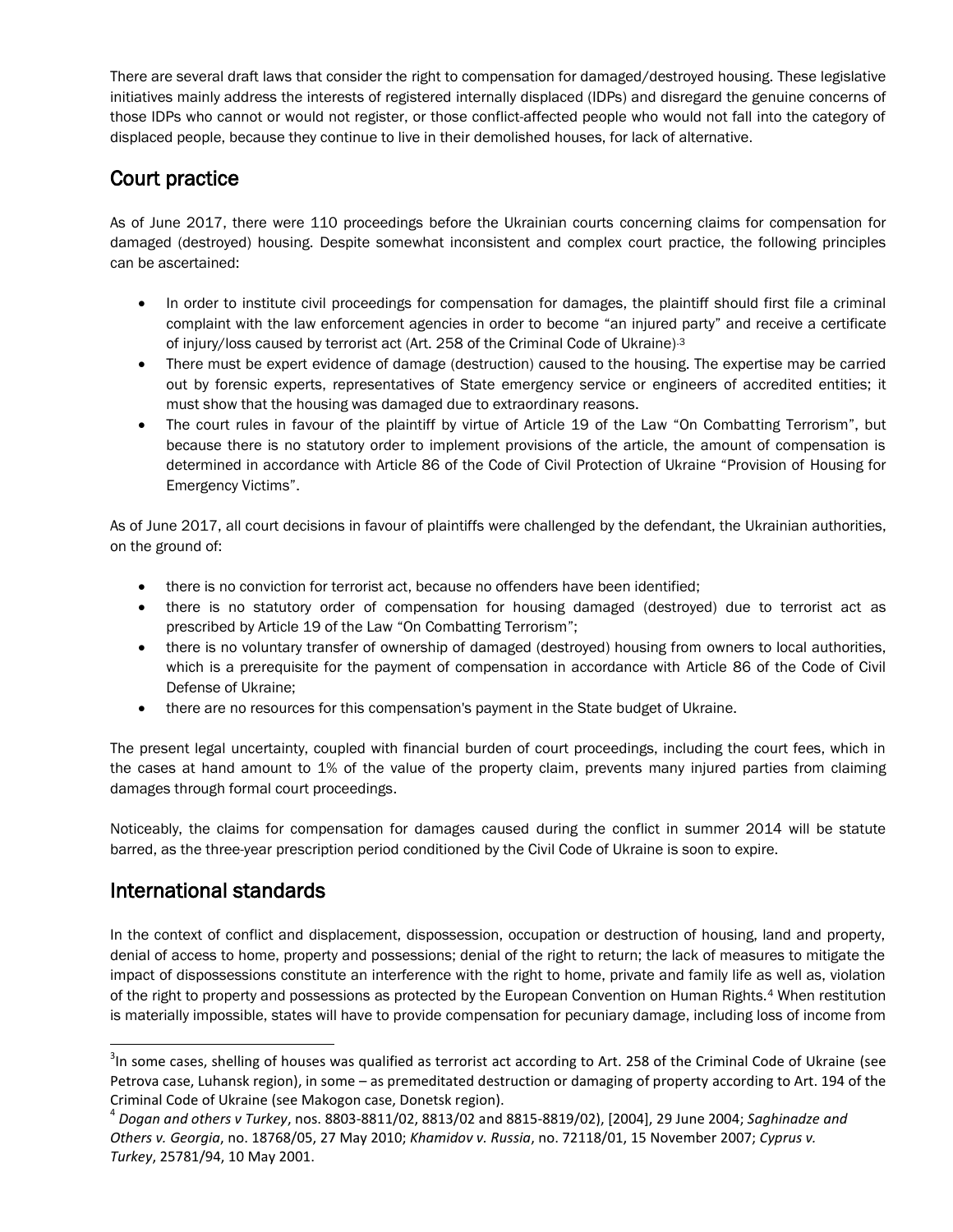There are several draft laws that consider the right to compensation for damaged/destroyed housing. These legislative initiatives mainly address the interests of registered internally displaced (IDPs) and disregard the genuine concerns of those IDPs who cannot or would not register, or those conflict-affected people who would not fall into the category of displaced people, because they continue to live in their demolished houses, for lack of alternative.

## Court practice

As of June 2017, there were 110 proceedings before the Ukrainian courts concerning claims for compensation for damaged (destroyed) housing. Despite somewhat inconsistent and complex court practice, the following principles can be ascertained:

- In order to institute civil proceedings for compensation for damages, the plaintiff should first file a criminal complaint with the law enforcement agencies in order to become "an injured party" and receive a certificate of injury/loss caused by terrorist act (Art. 258 of the Criminal Code of Ukraine)[3]
- There must be expert evidence of damage (destruction) caused to the housing. The expertise may be carried out by forensic experts, representatives of State emergency service or engineers of accredited entities; it must show that the housing was damaged due to extraordinary reasons.
- The court rules in favour of the plaintiff by virtue of Article 19 of the Law "On Combatting Terrorism", but because there is no statutory order to implement provisions of the article, the amount of compensation is determined in accordance with Article 86 of the Code of Civil Protection of Ukraine "Provision of Housing for Emergency Victims".

As of June 2017, all court decisions in favour of plaintiffs were challenged by the defendant, the Ukrainian authorities, on the ground of:

- there is no conviction for terrorist act, because no offenders have been identified;
- there is no statutory order of compensation for housing damaged (destroyed) due to terrorist act as prescribed by Article 19 of the Law "On Combatting Terrorism";
- there is no voluntary transfer of ownership of damaged (destroyed) housing from owners to local authorities, which is a prerequisite for the payment of compensation in accordance with Article 86 of the Code of Civil Defense of Ukraine;
- there are no resources for this compensation's payment in the State budget of Ukraine.

The present legal uncertainty, coupled with financial burden of court proceedings, including the court fees, which in the cases at hand amount to 1% of the value of the property claim, prevents many injured parties from claiming damages through formal court proceedings.

Noticeably, the claims for compensation for damages caused during the conflict in summer 2014 will be statute barred, as the three-year prescription period conditioned by the Civil Code of Ukraine is soon to expire.

## International standards

In the context of conflict and displacement, dispossession, occupation or destruction of housing, land and property, denial of access to home, property and possessions; denial of the right to return; the lack of measures to mitigate the impact of dispossessions constitute an interference with the right to home, private and family life as well as, violation of the right to property and possessions as protected by the European Convention on Human Rights.[4] When restitution is materially impossible, states will have to provide compensation for pecuniary damage, including loss of income from

---

[3] In some cases, shelling of houses was qualified as terrorist act according to Art. 258 of the Criminal Code of Ukraine (see Petrova case, Luhansk region), in some – as premeditated destruction or damaging of property according to Art. 194 of the Criminal Code of Ukraine (see Makogon case, Donetsk region).

[4] *Dogan and others v Turkey*, nos. 8803-8811/02, 8813/02 and 8815-8819/02), [2004], 29 June 2004; *Saghinadze and Others v. Georgia*, no. 18768/05, 27 May 2010; *Khamidov v. Russia*, no. 72118/01, 15 November 2007; *Cyprus v. Turkey*, 25781/94, 10 May 2001.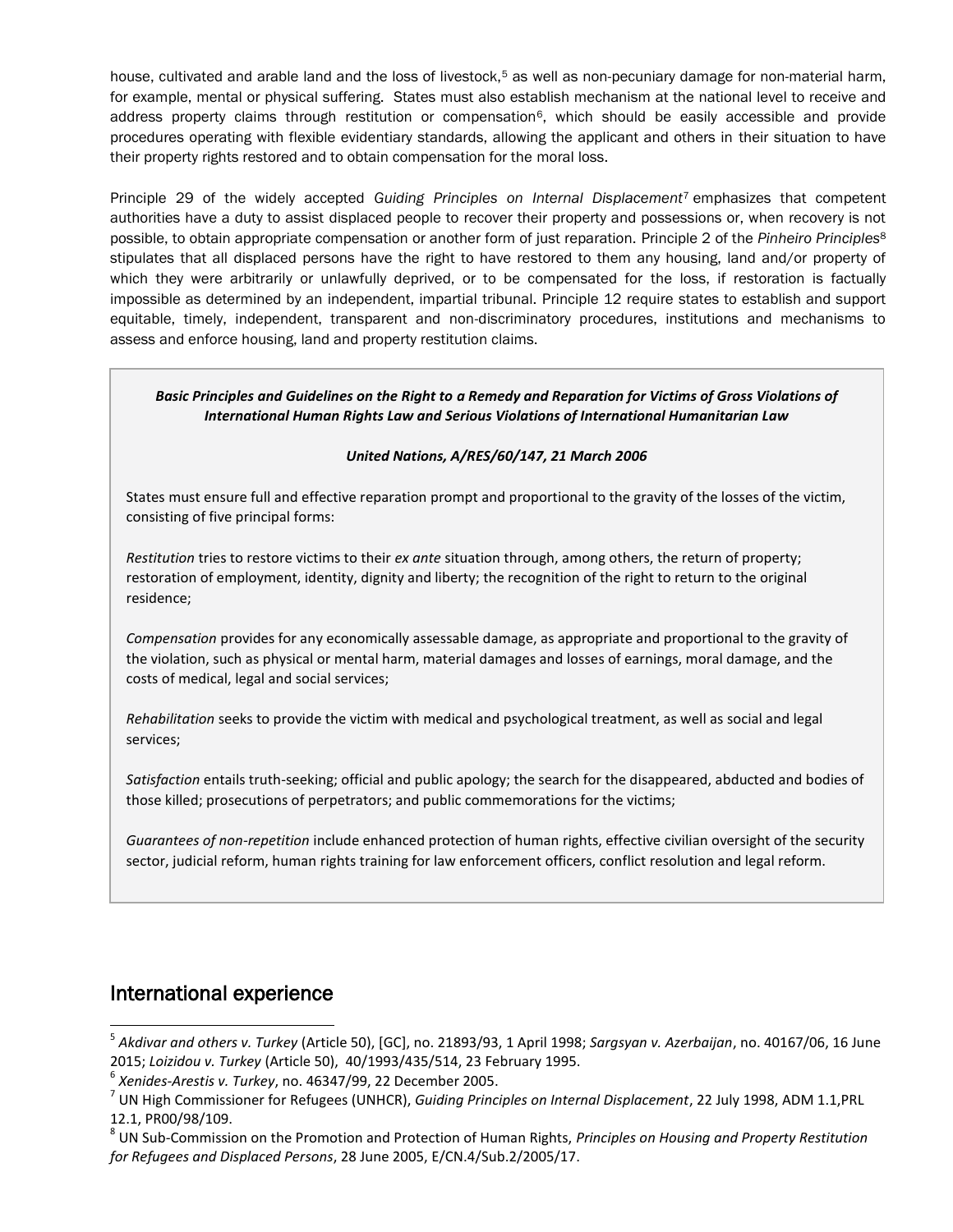house, cultivated and arable land and the loss of livestock,[5] as well as non-pecuniary damage for non-material harm, for example, mental or physical suffering. States must also establish mechanism at the national level to receive and address property claims through restitution or compensation[6], which should be easily accessible and provide procedures operating with flexible evidentiary standards, allowing the applicant and others in their situation to have their property rights restored and to obtain compensation for the moral loss.

Principle 29 of the widely accepted *Guiding Principles on Internal Displacement*[7] emphasizes that competent authorities have a duty to assist displaced people to recover their property and possessions or, when recovery is not possible, to obtain appropriate compensation or another form of just reparation. Principle 2 of the *Pinheiro Principles*[8] stipulates that all displaced persons have the right to have restored to them any housing, land and/or property of which they were arbitrarily or unlawfully deprived, or to be compensated for the loss, if restoration is factually impossible as determined by an independent, impartial tribunal. Principle 12 require states to establish and support equitable, timely, independent, transparent and non-discriminatory procedures, institutions and mechanisms to assess and enforce housing, land and property restitution claims.

***Basic Principles and Guidelines on the Right to a Remedy and Reparation for Victims of Gross Violations of International Human Rights Law and Serious Violations of International Humanitarian Law***

***United Nations, A/RES/60/147, 21 March 2006***

States must ensure full and effective reparation prompt and proportional to the gravity of the losses of the victim, consisting of five principal forms:

*Restitution* tries to restore victims to their *ex ante* situation through, among others, the return of property; restoration of employment, identity, dignity and liberty; the recognition of the right to return to the original residence;

*Compensation* provides for any economically assessable damage, as appropriate and proportional to the gravity of the violation, such as physical or mental harm, material damages and losses of earnings, moral damage, and the costs of medical, legal and social services;

*Rehabilitation* seeks to provide the victim with medical and psychological treatment, as well as social and legal services;

*Satisfaction* entails truth-seeking; official and public apology; the search for the disappeared, abducted and bodies of those killed; prosecutions of perpetrators; and public commemorations for the victims;

*Guarantees of non-repetition* include enhanced protection of human rights, effective civilian oversight of the security sector, judicial reform, human rights training for law enforcement officers, conflict resolution and legal reform.

## International experience

[5] *Akdivar and others v. Turkey* (Article 50), [GC], no. 21893/93, 1 April 1998; *Sargsyan v. Azerbaijan*, no. 40167/06, 16 June 2015; *Loizidou v. Turkey* (Article 50), 40/1993/435/514, 23 February 1995.

[6] *Xenides-Arestis v. Turkey*, no. 46347/99, 22 December 2005.

[7] UN High Commissioner for Refugees (UNHCR), *Guiding Principles on Internal Displacement*, 22 July 1998, ADM 1.1,PRL 12.1, PR00/98/109.

[8] UN Sub-Commission on the Promotion and Protection of Human Rights, *Principles on Housing and Property Restitution for Refugees and Displaced Persons*, 28 June 2005, E/CN.4/Sub.2/2005/17.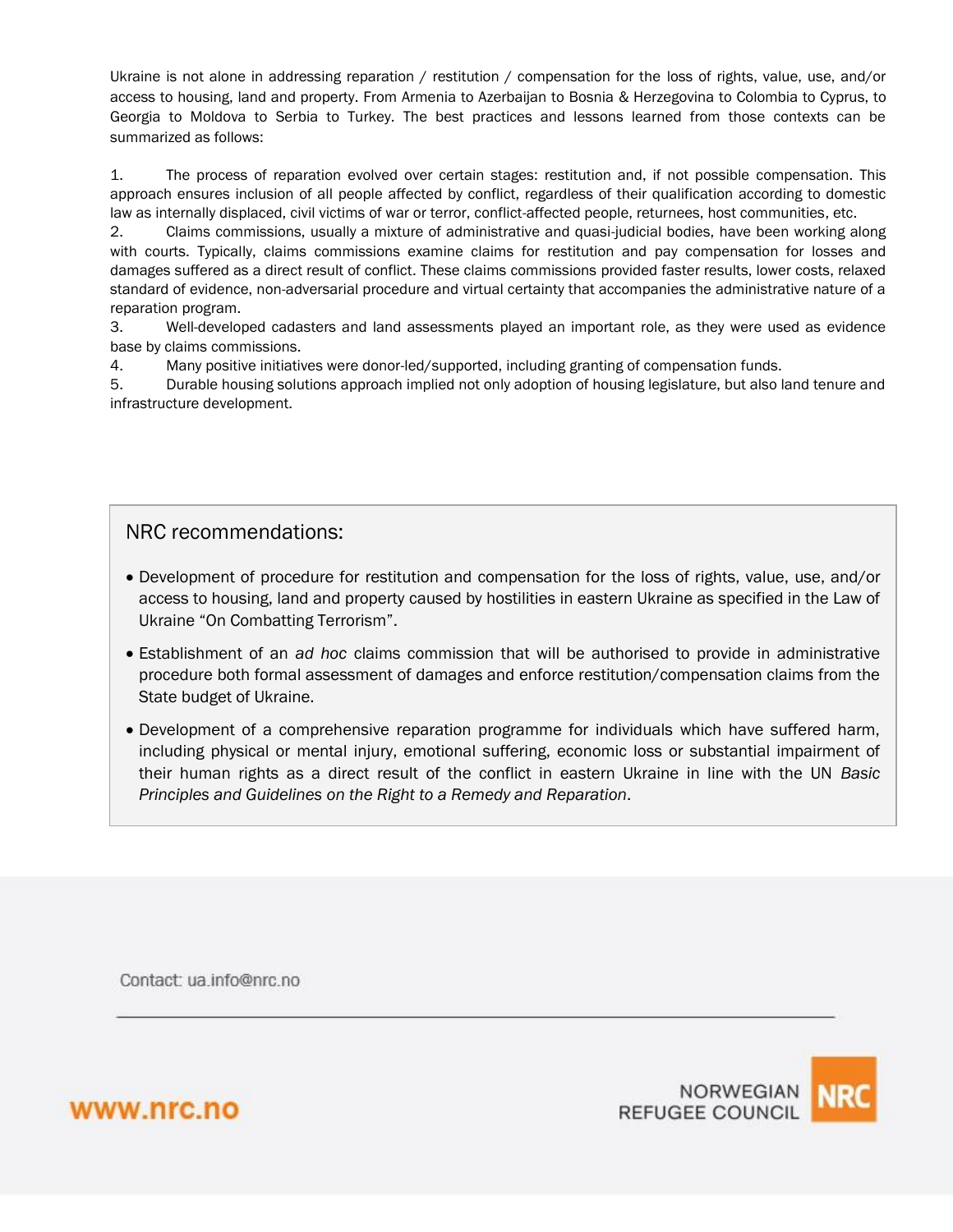Ukraine is not alone in addressing reparation / restitution / compensation for the loss of rights, value, use, and/or access to housing, land and property. From Armenia to Azerbaijan to Bosnia & Herzegovina to Colombia to Cyprus, to Georgia to Moldova to Serbia to Turkey. The best practices and lessons learned from those contexts can be summarized as follows:

1. The process of reparation evolved over certain stages: restitution and, if not possible compensation. This approach ensures inclusion of all people affected by conflict, regardless of their qualification according to domestic law as internally displaced, civil victims of war or terror, conflict-affected people, returnees, host communities, etc.
2. Claims commissions, usually a mixture of administrative and quasi-judicial bodies, have been working along with courts. Typically, claims commissions examine claims for restitution and pay compensation for losses and damages suffered as a direct result of conflict. These claims commissions provided faster results, lower costs, relaxed standard of evidence, non-adversarial procedure and virtual certainty that accompanies the administrative nature of a reparation program.
3. Well-developed cadasters and land assessments played an important role, as they were used as evidence base by claims commissions.
4. Many positive initiatives were donor-led/supported, including granting of compensation funds.
5. Durable housing solutions approach implied not only adoption of housing legislature, but also land tenure and infrastructure development.

## NRC recommendations:

- Development of procedure for restitution and compensation for the loss of rights, value, use, and/or access to housing, land and property caused by hostilities in eastern Ukraine as specified in the Law of Ukraine "On Combatting Terrorism".
- Establishment of an *ad hoc* claims commission that will be authorised to provide in administrative procedure both formal assessment of damages and enforce restitution/compensation claims from the State budget of Ukraine.
- Development of a comprehensive reparation programme for individuals which have suffered harm, including physical or mental injury, emotional suffering, economic loss or substantial impairment of their human rights as a direct result of the conflict in eastern Ukraine in line with the UN *Basic Principles and Guidelines on the Right to a Remedy and Reparation*.

Contact: ua.info@nrc.no

www.nrc.no

NORWEGIAN REFUGEE COUNCIL